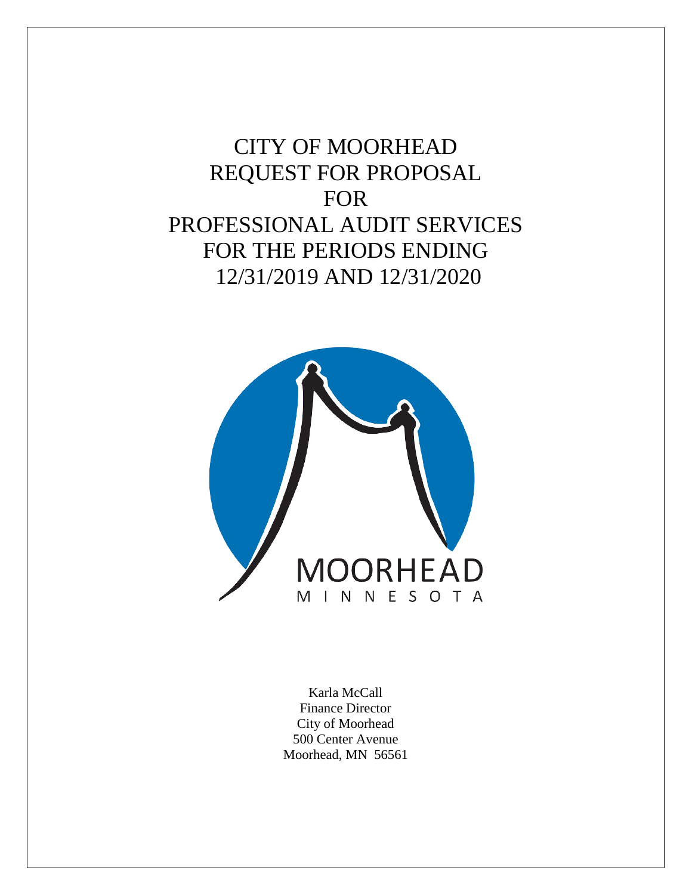# CITY OF MOORHEAD
# REQUEST FOR PROPOSAL
# FOR
# PROFESSIONAL AUDIT SERVICES
# FOR THE PERIODS ENDING
# 12/31/2019 AND 12/31/2020

MOORHEAD
MINNESOTA

Karla McCall
Finance Director
City of Moorhead
500 Center Avenue
Moorhead, MN 56561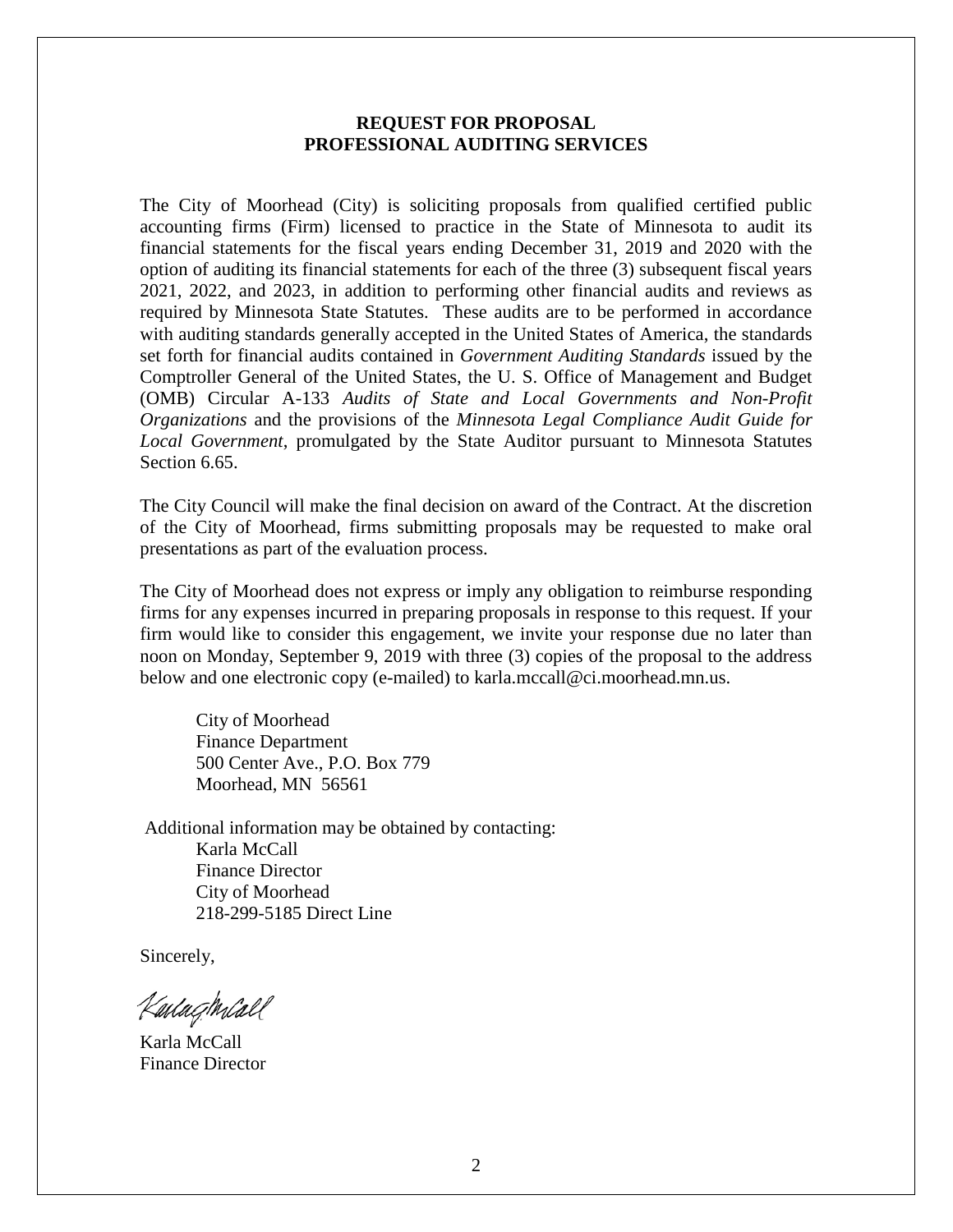**REQUEST FOR PROPOSAL**
**PROFESSIONAL AUDITING SERVICES**

The City of Moorhead (City) is soliciting proposals from qualified certified public accounting firms (Firm) licensed to practice in the State of Minnesota to audit its financial statements for the fiscal years ending December 31, 2019 and 2020 with the option of auditing its financial statements for each of the three (3) subsequent fiscal years 2021, 2022, and 2023, in addition to performing other financial audits and reviews as required by Minnesota State Statutes. These audits are to be performed in accordance with auditing standards generally accepted in the United States of America, the standards set forth for financial audits contained in *Government Auditing Standards* issued by the Comptroller General of the United States, the U. S. Office of Management and Budget (OMB) Circular A-133 *Audits of State and Local Governments and Non-Profit Organizations* and the provisions of the *Minnesota Legal Compliance Audit Guide for Local Government*, promulgated by the State Auditor pursuant to Minnesota Statutes Section 6.65.

The City Council will make the final decision on award of the Contract. At the discretion of the City of Moorhead, firms submitting proposals may be requested to make oral presentations as part of the evaluation process.

The City of Moorhead does not express or imply any obligation to reimburse responding firms for any expenses incurred in preparing proposals in response to this request. If your firm would like to consider this engagement, we invite your response due no later than noon on Monday, September 9, 2019 with three (3) copies of the proposal to the address below and one electronic copy (e-mailed) to karla.mccall@ci.moorhead.mn.us.

City of Moorhead
Finance Department
500 Center Ave., P.O. Box 779
Moorhead, MN 56561

Additional information may be obtained by contacting:

Karla McCall
Finance Director
City of Moorhead
218-299-5185 Direct Line

Sincerely,

Karla McCall
Finance Director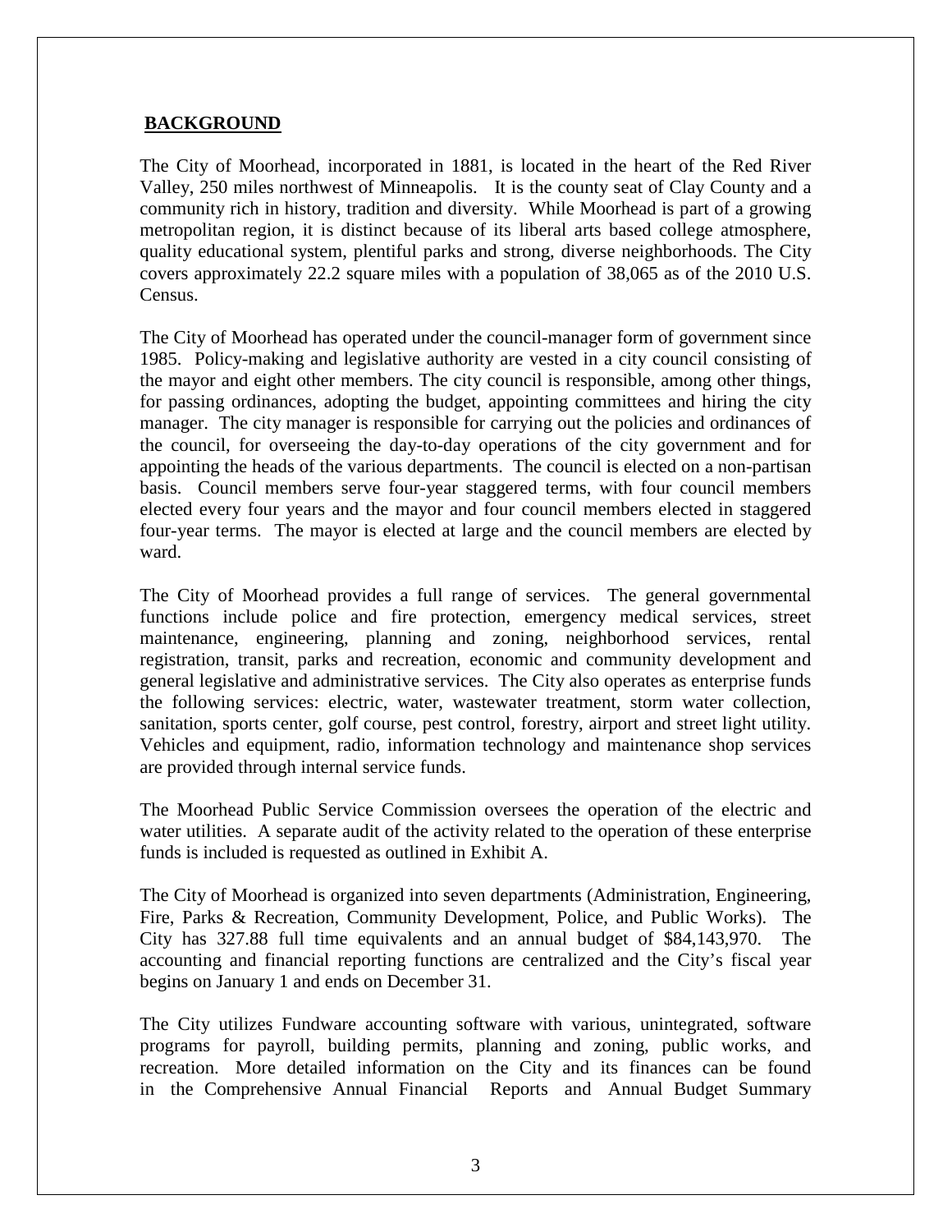## **BACKGROUND**

The City of Moorhead, incorporated in 1881, is located in the heart of the Red River Valley, 250 miles northwest of Minneapolis. It is the county seat of Clay County and a community rich in history, tradition and diversity. While Moorhead is part of a growing metropolitan region, it is distinct because of its liberal arts based college atmosphere, quality educational system, plentiful parks and strong, diverse neighborhoods. The City covers approximately 22.2 square miles with a population of 38,065 as of the 2010 U.S. Census.

The City of Moorhead has operated under the council-manager form of government since 1985. Policy-making and legislative authority are vested in a city council consisting of the mayor and eight other members. The city council is responsible, among other things, for passing ordinances, adopting the budget, appointing committees and hiring the city manager. The city manager is responsible for carrying out the policies and ordinances of the council, for overseeing the day-to-day operations of the city government and for appointing the heads of the various departments. The council is elected on a non-partisan basis. Council members serve four-year staggered terms, with four council members elected every four years and the mayor and four council members elected in staggered four-year terms. The mayor is elected at large and the council members are elected by ward.

The City of Moorhead provides a full range of services. The general governmental functions include police and fire protection, emergency medical services, street maintenance, engineering, planning and zoning, neighborhood services, rental registration, transit, parks and recreation, economic and community development and general legislative and administrative services. The City also operates as enterprise funds the following services: electric, water, wastewater treatment, storm water collection, sanitation, sports center, golf course, pest control, forestry, airport and street light utility. Vehicles and equipment, radio, information technology and maintenance shop services are provided through internal service funds.

The Moorhead Public Service Commission oversees the operation of the electric and water utilities. A separate audit of the activity related to the operation of these enterprise funds is included is requested as outlined in Exhibit A.

The City of Moorhead is organized into seven departments (Administration, Engineering, Fire, Parks & Recreation, Community Development, Police, and Public Works). The City has 327.88 full time equivalents and an annual budget of $84,143,970. The accounting and financial reporting functions are centralized and the City's fiscal year begins on January 1 and ends on December 31.

The City utilizes Fundware accounting software with various, unintegrated, software programs for payroll, building permits, planning and zoning, public works, and recreation. More detailed information on the City and its finances can be found in the Comprehensive Annual Financial Reports and Annual Budget Summary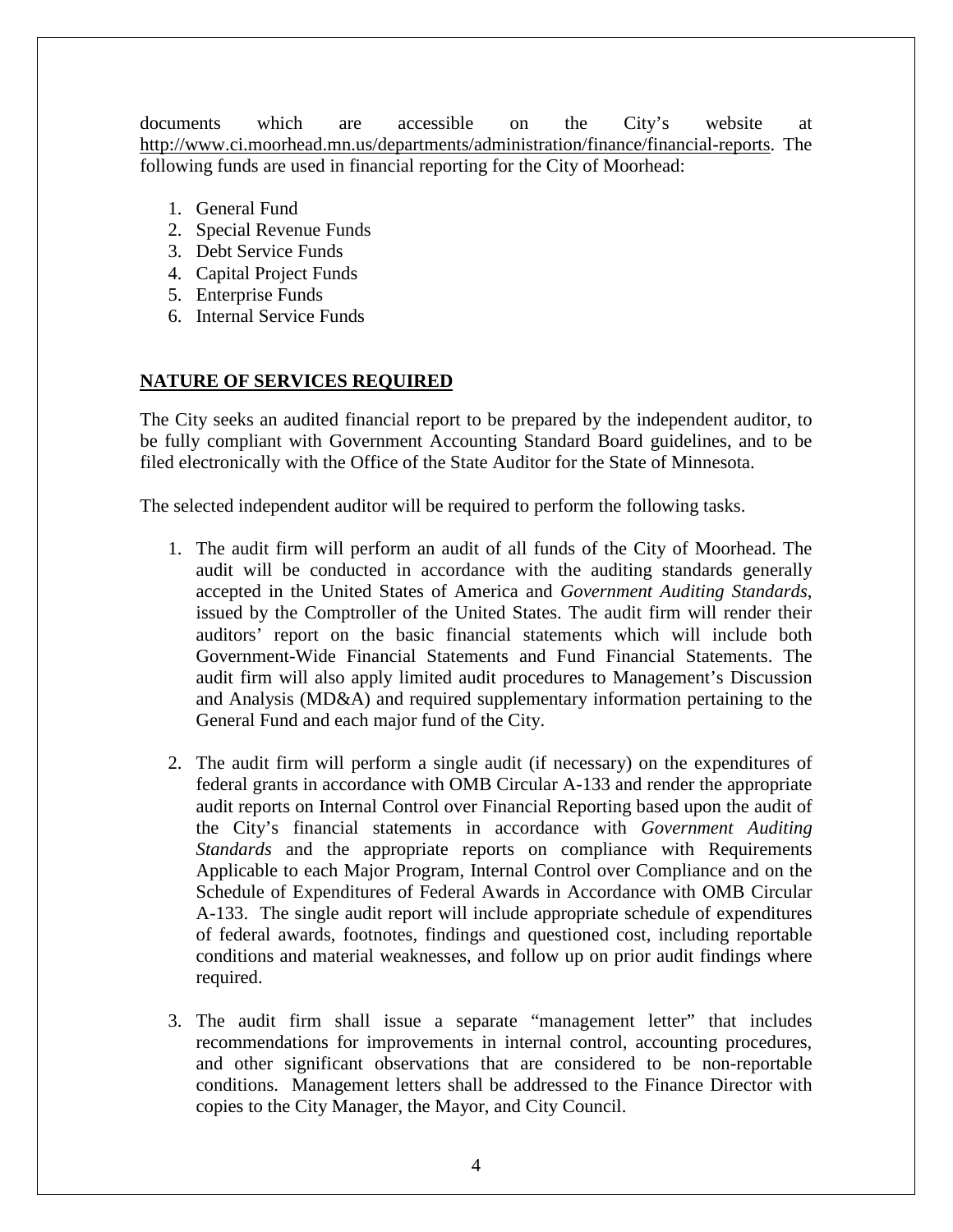documents which are accessible on the City's website at http://www.ci.moorhead.mn.us/departments/administration/finance/financial-reports. The following funds are used in financial reporting for the City of Moorhead:

1. General Fund
2. Special Revenue Funds
3. Debt Service Funds
4. Capital Project Funds
5. Enterprise Funds
6. Internal Service Funds

## NATURE OF SERVICES REQUIRED

The City seeks an audited financial report to be prepared by the independent auditor, to be fully compliant with Government Accounting Standard Board guidelines, and to be filed electronically with the Office of the State Auditor for the State of Minnesota.

The selected independent auditor will be required to perform the following tasks.

1. The audit firm will perform an audit of all funds of the City of Moorhead. The audit will be conducted in accordance with the auditing standards generally accepted in the United States of America and *Government Auditing Standards*, issued by the Comptroller of the United States. The audit firm will render their auditors' report on the basic financial statements which will include both Government-Wide Financial Statements and Fund Financial Statements. The audit firm will also apply limited audit procedures to Management's Discussion and Analysis (MD&A) and required supplementary information pertaining to the General Fund and each major fund of the City.

2. The audit firm will perform a single audit (if necessary) on the expenditures of federal grants in accordance with OMB Circular A-133 and render the appropriate audit reports on Internal Control over Financial Reporting based upon the audit of the City's financial statements in accordance with *Government Auditing Standards* and the appropriate reports on compliance with Requirements Applicable to each Major Program, Internal Control over Compliance and on the Schedule of Expenditures of Federal Awards in Accordance with OMB Circular A-133. The single audit report will include appropriate schedule of expenditures of federal awards, footnotes, findings and questioned cost, including reportable conditions and material weaknesses, and follow up on prior audit findings where required.

3. The audit firm shall issue a separate "management letter" that includes recommendations for improvements in internal control, accounting procedures, and other significant observations that are considered to be non-reportable conditions. Management letters shall be addressed to the Finance Director with copies to the City Manager, the Mayor, and City Council.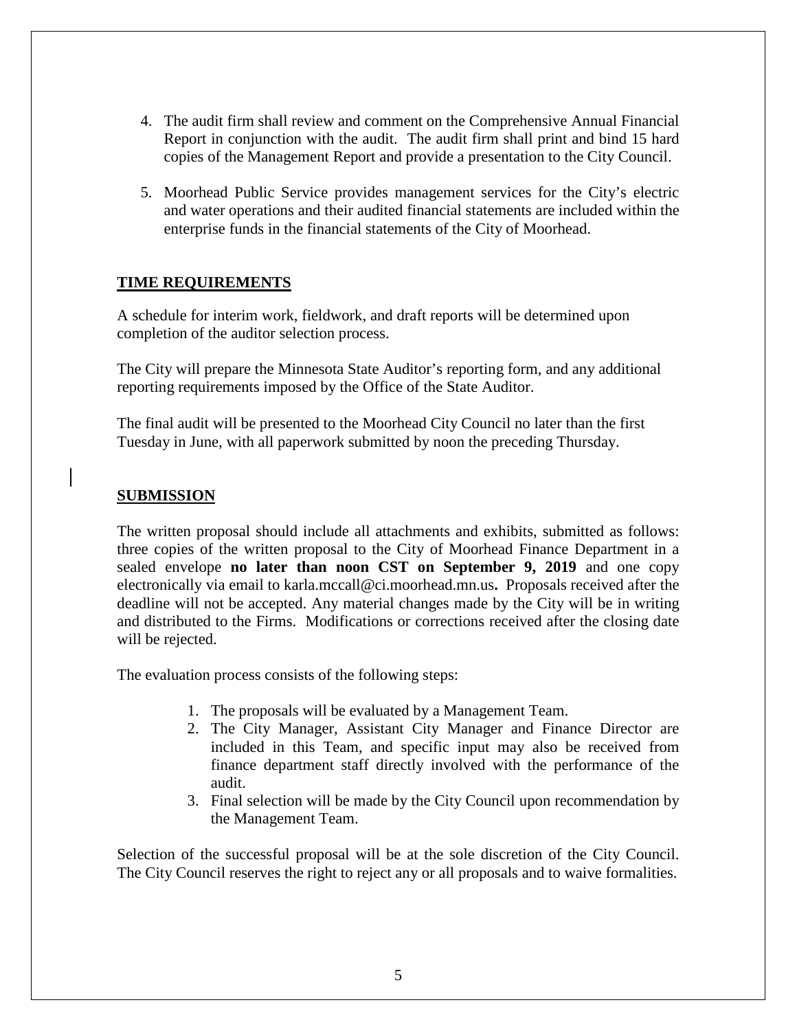4. The audit firm shall review and comment on the Comprehensive Annual Financial Report in conjunction with the audit. The audit firm shall print and bind 15 hard copies of the Management Report and provide a presentation to the City Council.

5. Moorhead Public Service provides management services for the City's electric and water operations and their audited financial statements are included within the enterprise funds in the financial statements of the City of Moorhead.

## TIME REQUIREMENTS

A schedule for interim work, fieldwork, and draft reports will be determined upon completion of the auditor selection process.

The City will prepare the Minnesota State Auditor's reporting form, and any additional reporting requirements imposed by the Office of the State Auditor.

The final audit will be presented to the Moorhead City Council no later than the first Tuesday in June, with all paperwork submitted by noon the preceding Thursday.

## SUBMISSION

The written proposal should include all attachments and exhibits, submitted as follows: three copies of the written proposal to the City of Moorhead Finance Department in a sealed envelope **no later than noon CST on September 9, 2019** and one copy electronically via email to karla.mccall@ci.moorhead.mn.us**.** Proposals received after the deadline will not be accepted. Any material changes made by the City will be in writing and distributed to the Firms. Modifications or corrections received after the closing date will be rejected.

The evaluation process consists of the following steps:

1. The proposals will be evaluated by a Management Team.
2. The City Manager, Assistant City Manager and Finance Director are included in this Team, and specific input may also be received from finance department staff directly involved with the performance of the audit.
3. Final selection will be made by the City Council upon recommendation by the Management Team.

Selection of the successful proposal will be at the sole discretion of the City Council. The City Council reserves the right to reject any or all proposals and to waive formalities.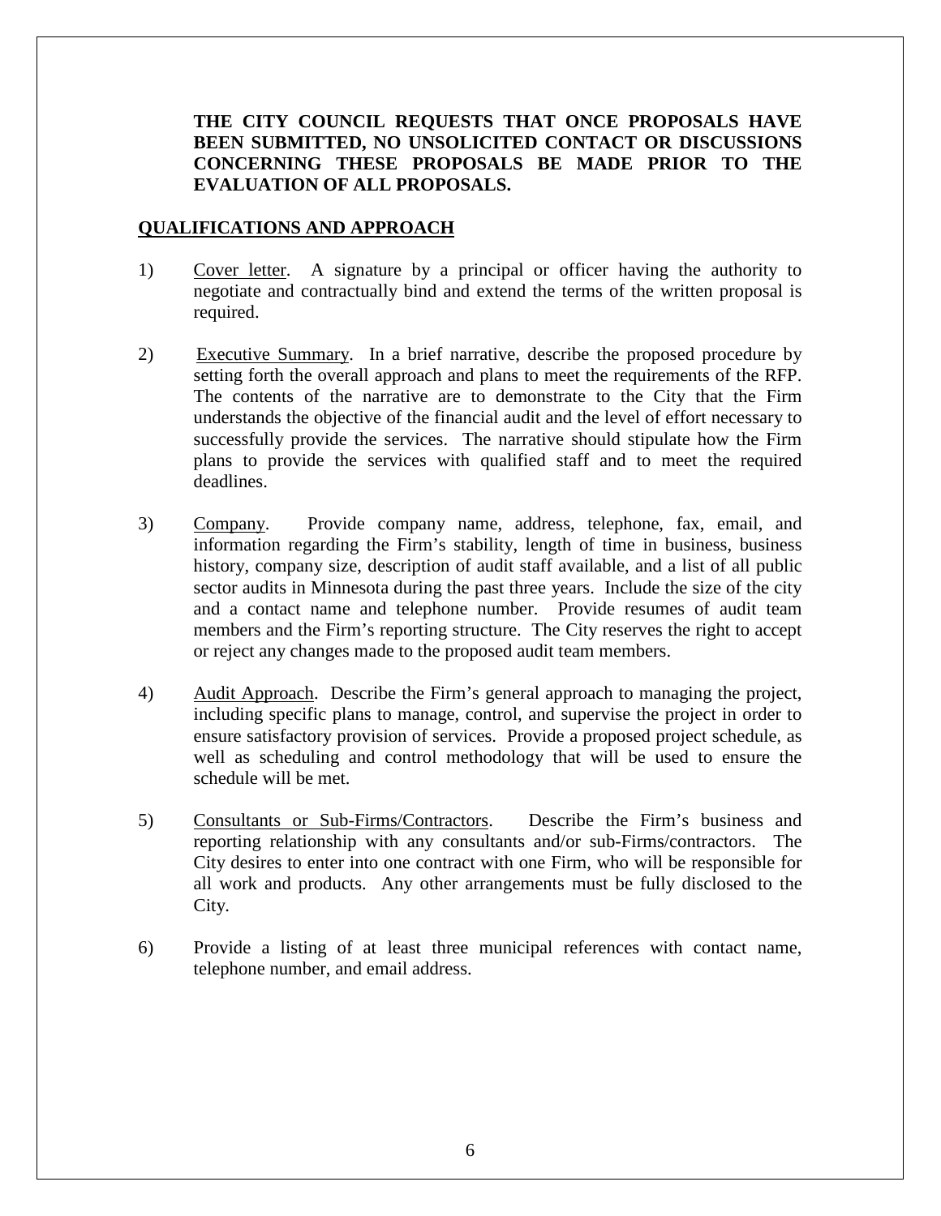**THE CITY COUNCIL REQUESTS THAT ONCE PROPOSALS HAVE BEEN SUBMITTED, NO UNSOLICITED CONTACT OR DISCUSSIONS CONCERNING THESE PROPOSALS BE MADE PRIOR TO THE EVALUATION OF ALL PROPOSALS.**

## QUALIFICATIONS AND APPROACH

1) Cover letter. A signature by a principal or officer having the authority to negotiate and contractually bind and extend the terms of the written proposal is required.

2) Executive Summary. In a brief narrative, describe the proposed procedure by setting forth the overall approach and plans to meet the requirements of the RFP. The contents of the narrative are to demonstrate to the City that the Firm understands the objective of the financial audit and the level of effort necessary to successfully provide the services. The narrative should stipulate how the Firm plans to provide the services with qualified staff and to meet the required deadlines.

3) Company. Provide company name, address, telephone, fax, email, and information regarding the Firm's stability, length of time in business, business history, company size, description of audit staff available, and a list of all public sector audits in Minnesota during the past three years. Include the size of the city and a contact name and telephone number. Provide resumes of audit team members and the Firm's reporting structure. The City reserves the right to accept or reject any changes made to the proposed audit team members.

4) Audit Approach. Describe the Firm's general approach to managing the project, including specific plans to manage, control, and supervise the project in order to ensure satisfactory provision of services. Provide a proposed project schedule, as well as scheduling and control methodology that will be used to ensure the schedule will be met.

5) Consultants or Sub-Firms/Contractors. Describe the Firm's business and reporting relationship with any consultants and/or sub-Firms/contractors. The City desires to enter into one contract with one Firm, who will be responsible for all work and products. Any other arrangements must be fully disclosed to the City.

6) Provide a listing of at least three municipal references with contact name, telephone number, and email address.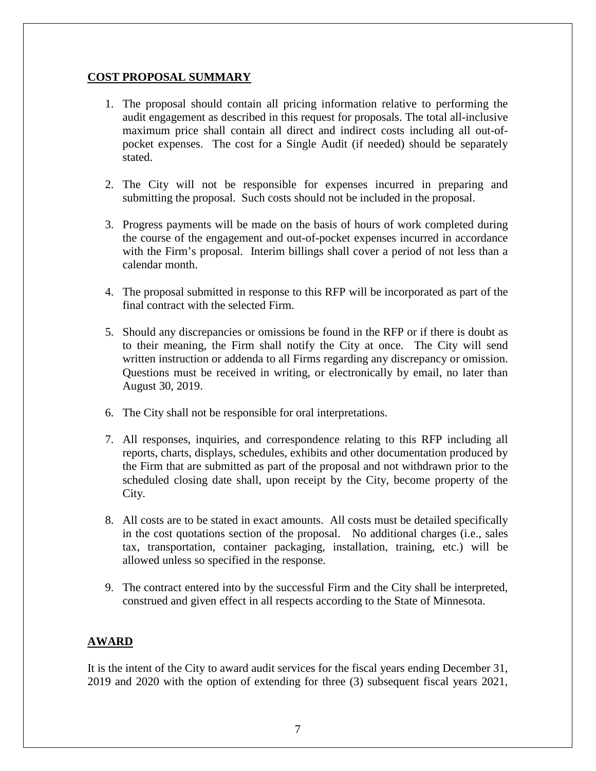## **COST PROPOSAL SUMMARY**

1. The proposal should contain all pricing information relative to performing the audit engagement as described in this request for proposals. The total all-inclusive maximum price shall contain all direct and indirect costs including all out-of-pocket expenses. The cost for a Single Audit (if needed) should be separately stated.

2. The City will not be responsible for expenses incurred in preparing and submitting the proposal. Such costs should not be included in the proposal.

3. Progress payments will be made on the basis of hours of work completed during the course of the engagement and out-of-pocket expenses incurred in accordance with the Firm's proposal. Interim billings shall cover a period of not less than a calendar month.

4. The proposal submitted in response to this RFP will be incorporated as part of the final contract with the selected Firm.

5. Should any discrepancies or omissions be found in the RFP or if there is doubt as to their meaning, the Firm shall notify the City at once. The City will send written instruction or addenda to all Firms regarding any discrepancy or omission. Questions must be received in writing, or electronically by email, no later than August 30, 2019.

6. The City shall not be responsible for oral interpretations.

7. All responses, inquiries, and correspondence relating to this RFP including all reports, charts, displays, schedules, exhibits and other documentation produced by the Firm that are submitted as part of the proposal and not withdrawn prior to the scheduled closing date shall, upon receipt by the City, become property of the City.

8. All costs are to be stated in exact amounts. All costs must be detailed specifically in the cost quotations section of the proposal. No additional charges (i.e., sales tax, transportation, container packaging, installation, training, etc.) will be allowed unless so specified in the response.

9. The contract entered into by the successful Firm and the City shall be interpreted, construed and given effect in all respects according to the State of Minnesota.

## **AWARD**

It is the intent of the City to award audit services for the fiscal years ending December 31, 2019 and 2020 with the option of extending for three (3) subsequent fiscal years 2021,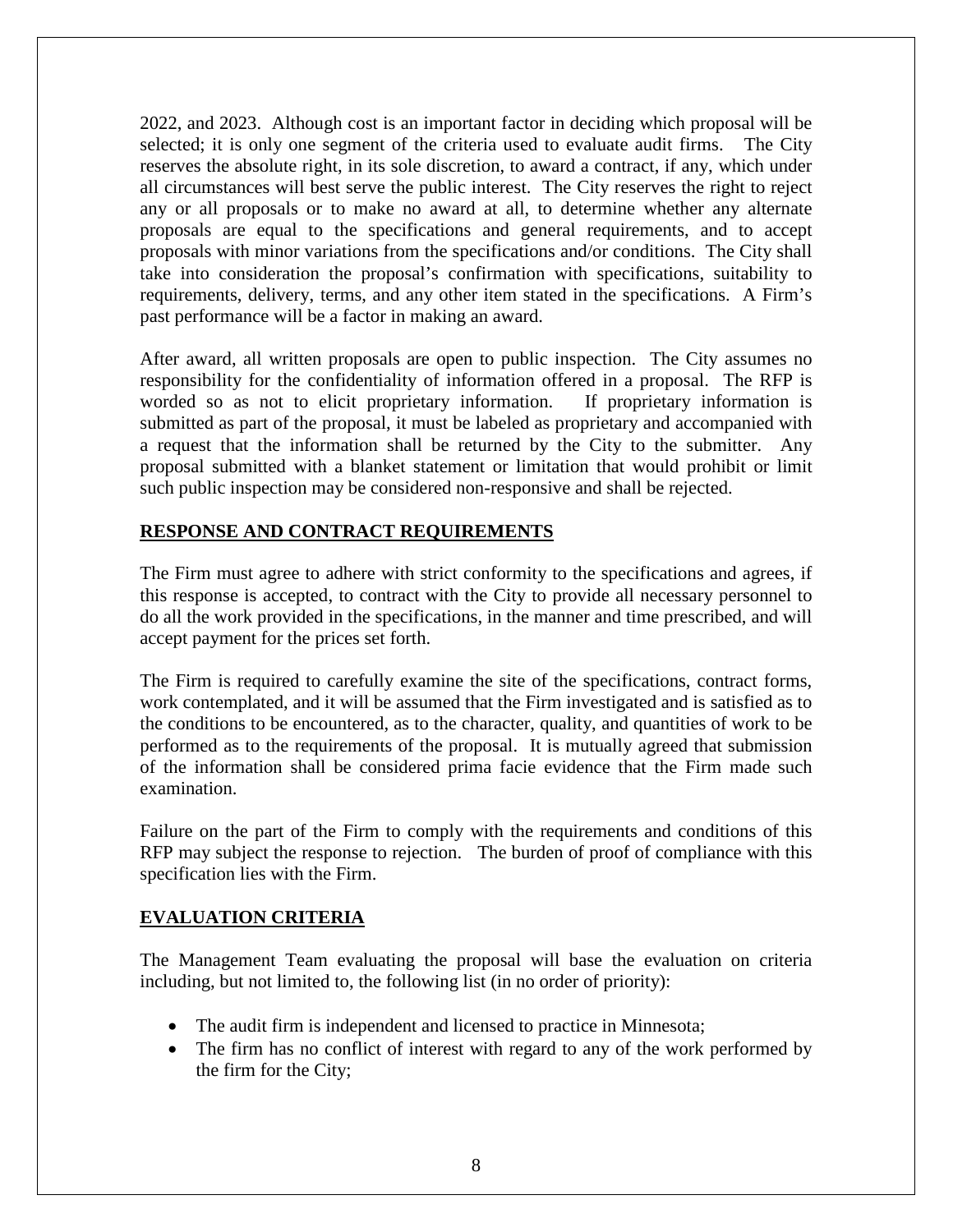2022, and 2023. Although cost is an important factor in deciding which proposal will be selected; it is only one segment of the criteria used to evaluate audit firms. The City reserves the absolute right, in its sole discretion, to award a contract, if any, which under all circumstances will best serve the public interest. The City reserves the right to reject any or all proposals or to make no award at all, to determine whether any alternate proposals are equal to the specifications and general requirements, and to accept proposals with minor variations from the specifications and/or conditions. The City shall take into consideration the proposal's confirmation with specifications, suitability to requirements, delivery, terms, and any other item stated in the specifications. A Firm's past performance will be a factor in making an award.

After award, all written proposals are open to public inspection. The City assumes no responsibility for the confidentiality of information offered in a proposal. The RFP is worded so as not to elicit proprietary information. If proprietary information is submitted as part of the proposal, it must be labeled as proprietary and accompanied with a request that the information shall be returned by the City to the submitter. Any proposal submitted with a blanket statement or limitation that would prohibit or limit such public inspection may be considered non-responsive and shall be rejected.

## RESPONSE AND CONTRACT REQUIREMENTS

The Firm must agree to adhere with strict conformity to the specifications and agrees, if this response is accepted, to contract with the City to provide all necessary personnel to do all the work provided in the specifications, in the manner and time prescribed, and will accept payment for the prices set forth.

The Firm is required to carefully examine the site of the specifications, contract forms, work contemplated, and it will be assumed that the Firm investigated and is satisfied as to the conditions to be encountered, as to the character, quality, and quantities of work to be performed as to the requirements of the proposal. It is mutually agreed that submission of the information shall be considered prima facie evidence that the Firm made such examination.

Failure on the part of the Firm to comply with the requirements and conditions of this RFP may subject the response to rejection. The burden of proof of compliance with this specification lies with the Firm.

## EVALUATION CRITERIA

The Management Team evaluating the proposal will base the evaluation on criteria including, but not limited to, the following list (in no order of priority):

- The audit firm is independent and licensed to practice in Minnesota;
- The firm has no conflict of interest with regard to any of the work performed by the firm for the City;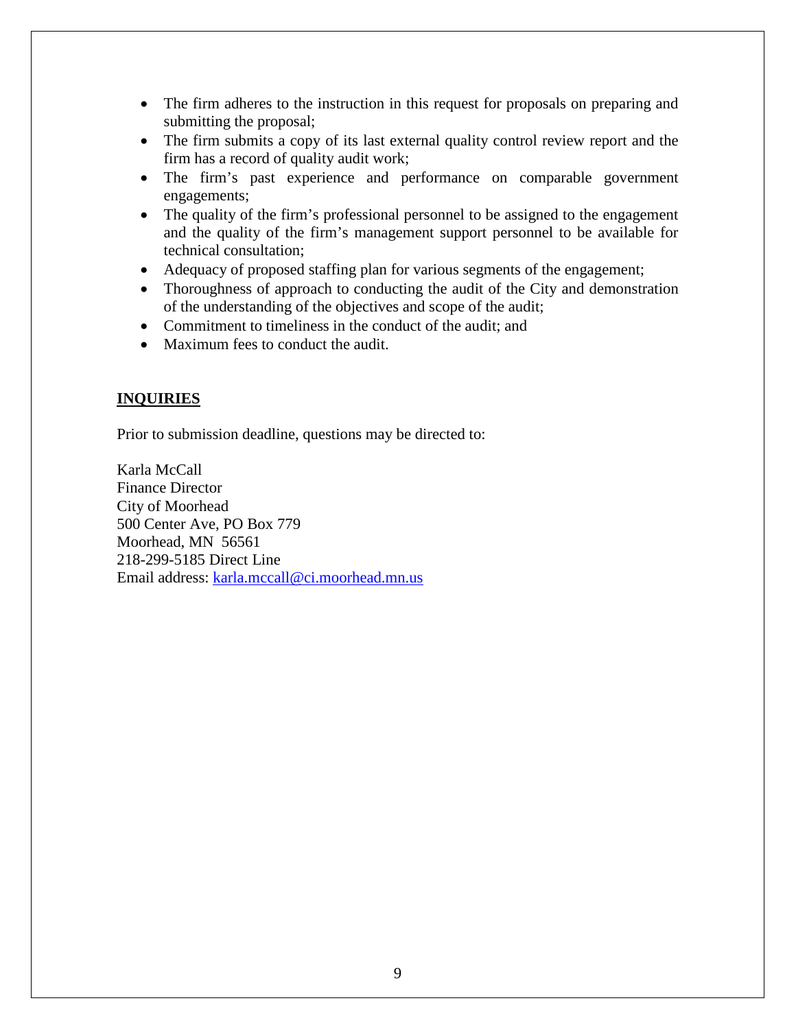- The firm adheres to the instruction in this request for proposals on preparing and submitting the proposal;
- The firm submits a copy of its last external quality control review report and the firm has a record of quality audit work;
- The firm's past experience and performance on comparable government engagements;
- The quality of the firm's professional personnel to be assigned to the engagement and the quality of the firm's management support personnel to be available for technical consultation;
- Adequacy of proposed staffing plan for various segments of the engagement;
- Thoroughness of approach to conducting the audit of the City and demonstration of the understanding of the objectives and scope of the audit;
- Commitment to timeliness in the conduct of the audit; and
- Maximum fees to conduct the audit.

## INQUIRIES

Prior to submission deadline, questions may be directed to:

Karla McCall
Finance Director
City of Moorhead
500 Center Ave, PO Box 779
Moorhead, MN 56561
218-299-5185 Direct Line
Email address: karla.mccall@ci.moorhead.mn.us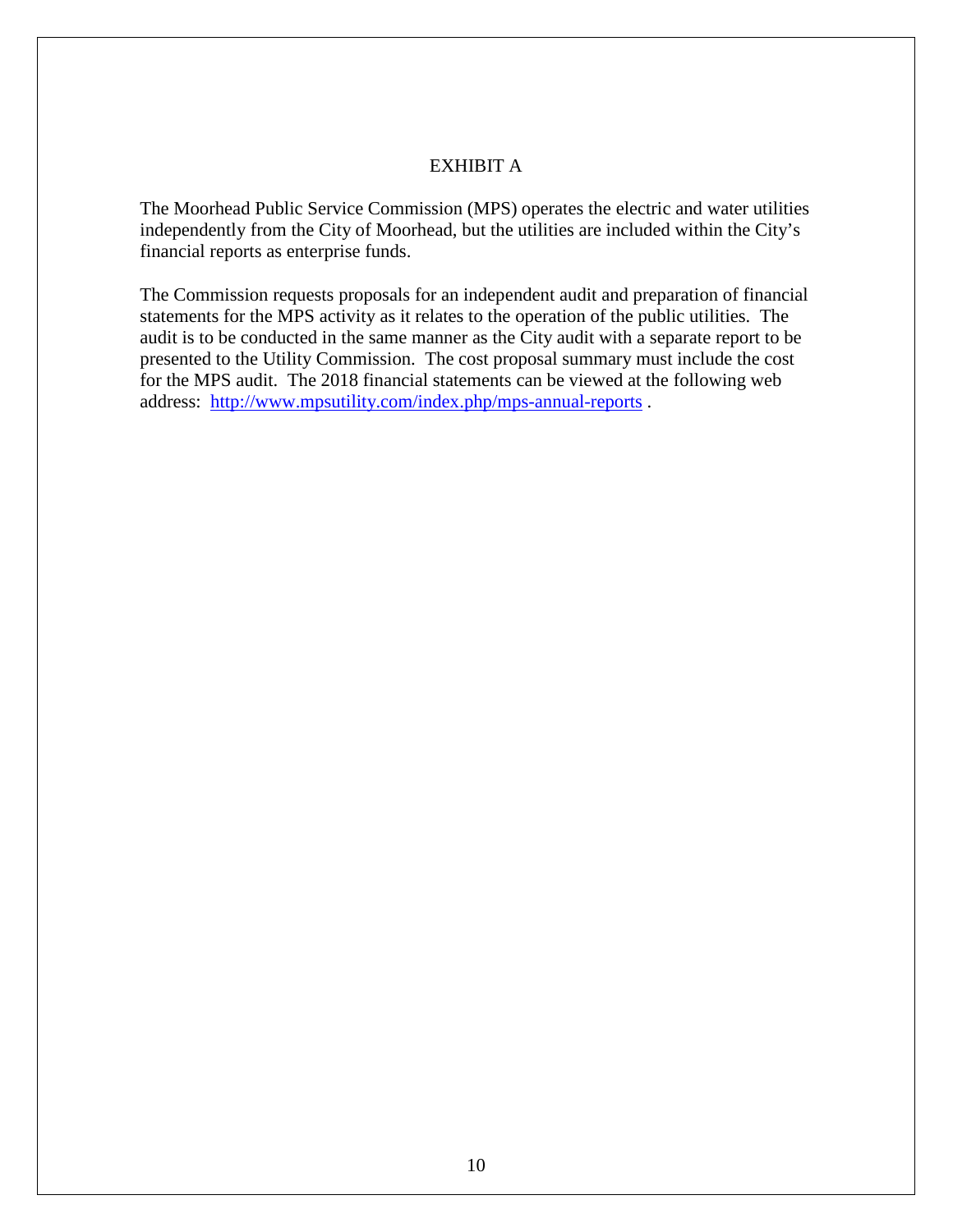# EXHIBIT A

The Moorhead Public Service Commission (MPS) operates the electric and water utilities independently from the City of Moorhead, but the utilities are included within the City's financial reports as enterprise funds.

The Commission requests proposals for an independent audit and preparation of financial statements for the MPS activity as it relates to the operation of the public utilities. The audit is to be conducted in the same manner as the City audit with a separate report to be presented to the Utility Commission. The cost proposal summary must include the cost for the MPS audit. The 2018 financial statements can be viewed at the following web address: [http://www.mpsutility.com/index.php/mps-annual-reports](http://www.mpsutility.com/index.php/mps-annual-reports) .